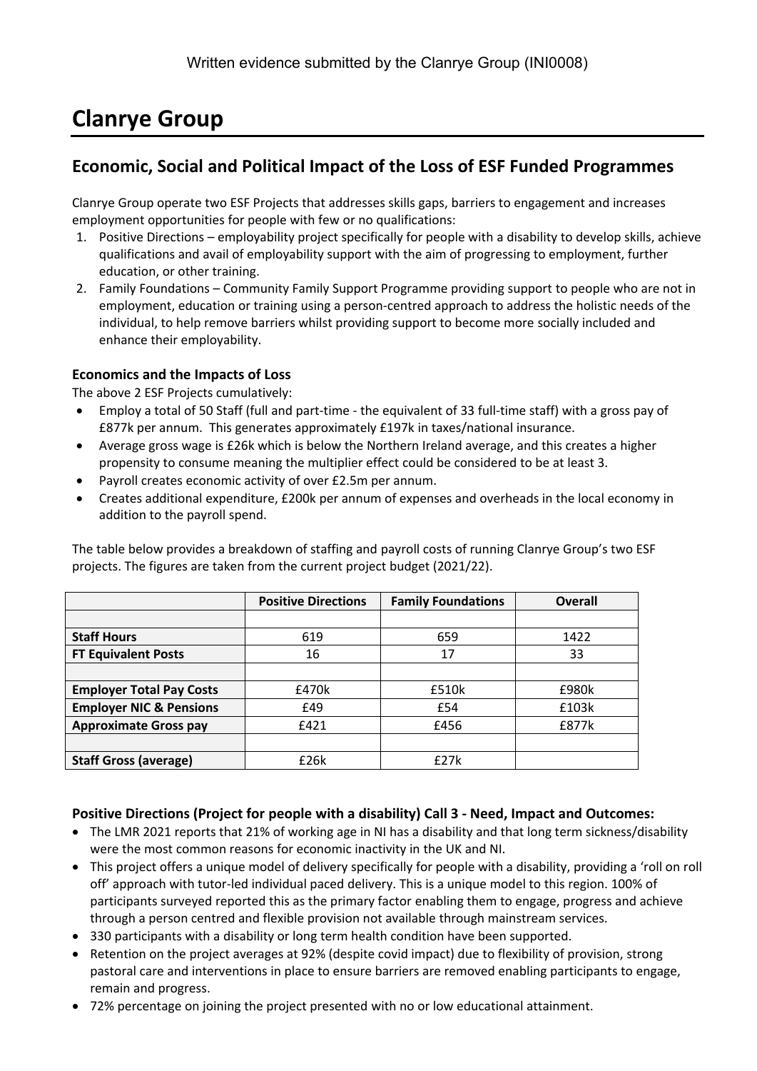Written evidence submitted by the Clanrye Group (INI0008)

# Clanrye Group

## Economic, Social and Political Impact of the Loss of ESF Funded Programmes

Clanrye Group operate two ESF Projects that addresses skills gaps, barriers to engagement and increases employment opportunities for people with few or no qualifications:

1. Positive Directions – employability project specifically for people with a disability to develop skills, achieve qualifications and avail of employability support with the aim of progressing to employment, further education, or other training.
2. Family Foundations – Community Family Support Programme providing support to people who are not in employment, education or training using a person-centred approach to address the holistic needs of the individual, to help remove barriers whilst providing support to become more socially included and enhance their employability.

### Economics and the Impacts of Loss

The above 2 ESF Projects cumulatively:

- Employ a total of 50 Staff (full and part-time - the equivalent of 33 full-time staff) with a gross pay of £877k per annum. This generates approximately £197k in taxes/national insurance.
- Average gross wage is £26k which is below the Northern Ireland average, and this creates a higher propensity to consume meaning the multiplier effect could be considered to be at least 3.
- Payroll creates economic activity of over £2.5m per annum.
- Creates additional expenditure, £200k per annum of expenses and overheads in the local economy in addition to the payroll spend.

The table below provides a breakdown of staffing and payroll costs of running Clanrye Group's two ESF projects. The figures are taken from the current project budget (2021/22).

| | Positive Directions | Family Foundations | Overall |
|---|---|---|---|
| | | | |
| **Staff Hours** | 619 | 659 | 1422 |
| **FT Equivalent Posts** | 16 | 17 | 33 |
| | | | |
| **Employer Total Pay Costs** | £470k | £510k | £980k |
| **Employer NIC & Pensions** | £49 | £54 | £103k |
| **Approximate Gross pay** | £421 | £456 | £877k |
| | | | |
| **Staff Gross (average)** | £26k | £27k | |

### Positive Directions (Project for people with a disability) Call 3 - Need, Impact and Outcomes:

- The LMR 2021 reports that 21% of working age in NI has a disability and that long term sickness/disability were the most common reasons for economic inactivity in the UK and NI.
- This project offers a unique model of delivery specifically for people with a disability, providing a 'roll on roll off' approach with tutor-led individual paced delivery. This is a unique model to this region. 100% of participants surveyed reported this as the primary factor enabling them to engage, progress and achieve through a person centred and flexible provision not available through mainstream services.
- 330 participants with a disability or long term health condition have been supported.
- Retention on the project averages at 92% (despite covid impact) due to flexibility of provision, strong pastoral care and interventions in place to ensure barriers are removed enabling participants to engage, remain and progress.
- 72% percentage on joining the project presented with no or low educational attainment.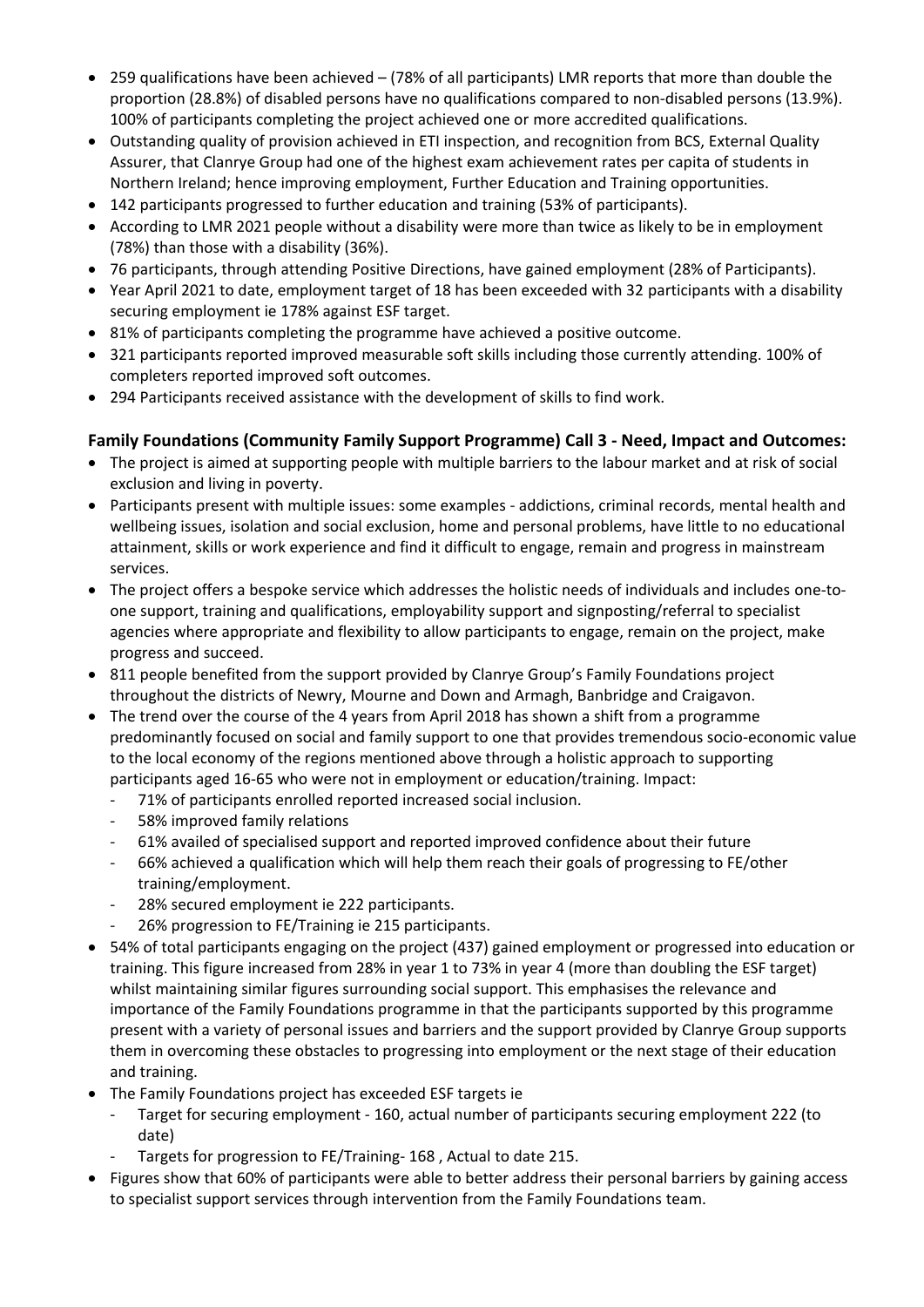- 259 qualifications have been achieved – (78% of all participants) LMR reports that more than double the proportion (28.8%) of disabled persons have no qualifications compared to non-disabled persons (13.9%). 100% of participants completing the project achieved one or more accredited qualifications.
- Outstanding quality of provision achieved in ETI inspection, and recognition from BCS, External Quality Assurer, that Clanrye Group had one of the highest exam achievement rates per capita of students in Northern Ireland; hence improving employment, Further Education and Training opportunities.
- 142 participants progressed to further education and training (53% of participants).
- According to LMR 2021 people without a disability were more than twice as likely to be in employment (78%) than those with a disability (36%).
- 76 participants, through attending Positive Directions, have gained employment (28% of Participants).
- Year April 2021 to date, employment target of 18 has been exceeded with 32 participants with a disability securing employment ie 178% against ESF target.
- 81% of participants completing the programme have achieved a positive outcome.
- 321 participants reported improved measurable soft skills including those currently attending. 100% of completers reported improved soft outcomes.
- 294 Participants received assistance with the development of skills to find work.

**Family Foundations (Community Family Support Programme) Call 3 - Need, Impact and Outcomes:**

- The project is aimed at supporting people with multiple barriers to the labour market and at risk of social exclusion and living in poverty.
- Participants present with multiple issues: some examples - addictions, criminal records, mental health and wellbeing issues, isolation and social exclusion, home and personal problems, have little to no educational attainment, skills or work experience and find it difficult to engage, remain and progress in mainstream services.
- The project offers a bespoke service which addresses the holistic needs of individuals and includes one-to-one support, training and qualifications, employability support and signposting/referral to specialist agencies where appropriate and flexibility to allow participants to engage, remain on the project, make progress and succeed.
- 811 people benefited from the support provided by Clanrye Group's Family Foundations project throughout the districts of Newry, Mourne and Down and Armagh, Banbridge and Craigavon.
- The trend over the course of the 4 years from April 2018 has shown a shift from a programme predominantly focused on social and family support to one that provides tremendous socio-economic value to the local economy of the regions mentioned above through a holistic approach to supporting participants aged 16-65 who were not in employment or education/training. Impact:
  - 71% of participants enrolled reported increased social inclusion.
  - 58% improved family relations
  - 61% availed of specialised support and reported improved confidence about their future
  - 66% achieved a qualification which will help them reach their goals of progressing to FE/other training/employment.
  - 28% secured employment ie 222 participants.
  - 26% progression to FE/Training ie 215 participants.
- 54% of total participants engaging on the project (437) gained employment or progressed into education or training. This figure increased from 28% in year 1 to 73% in year 4 (more than doubling the ESF target) whilst maintaining similar figures surrounding social support. This emphasises the relevance and importance of the Family Foundations programme in that the participants supported by this programme present with a variety of personal issues and barriers and the support provided by Clanrye Group supports them in overcoming these obstacles to progressing into employment or the next stage of their education and training.
- The Family Foundations project has exceeded ESF targets ie
  - Target for securing employment - 160, actual number of participants securing employment 222 (to date)
  - Targets for progression to FE/Training- 168 , Actual to date 215.
- Figures show that 60% of participants were able to better address their personal barriers by gaining access to specialist support services through intervention from the Family Foundations team.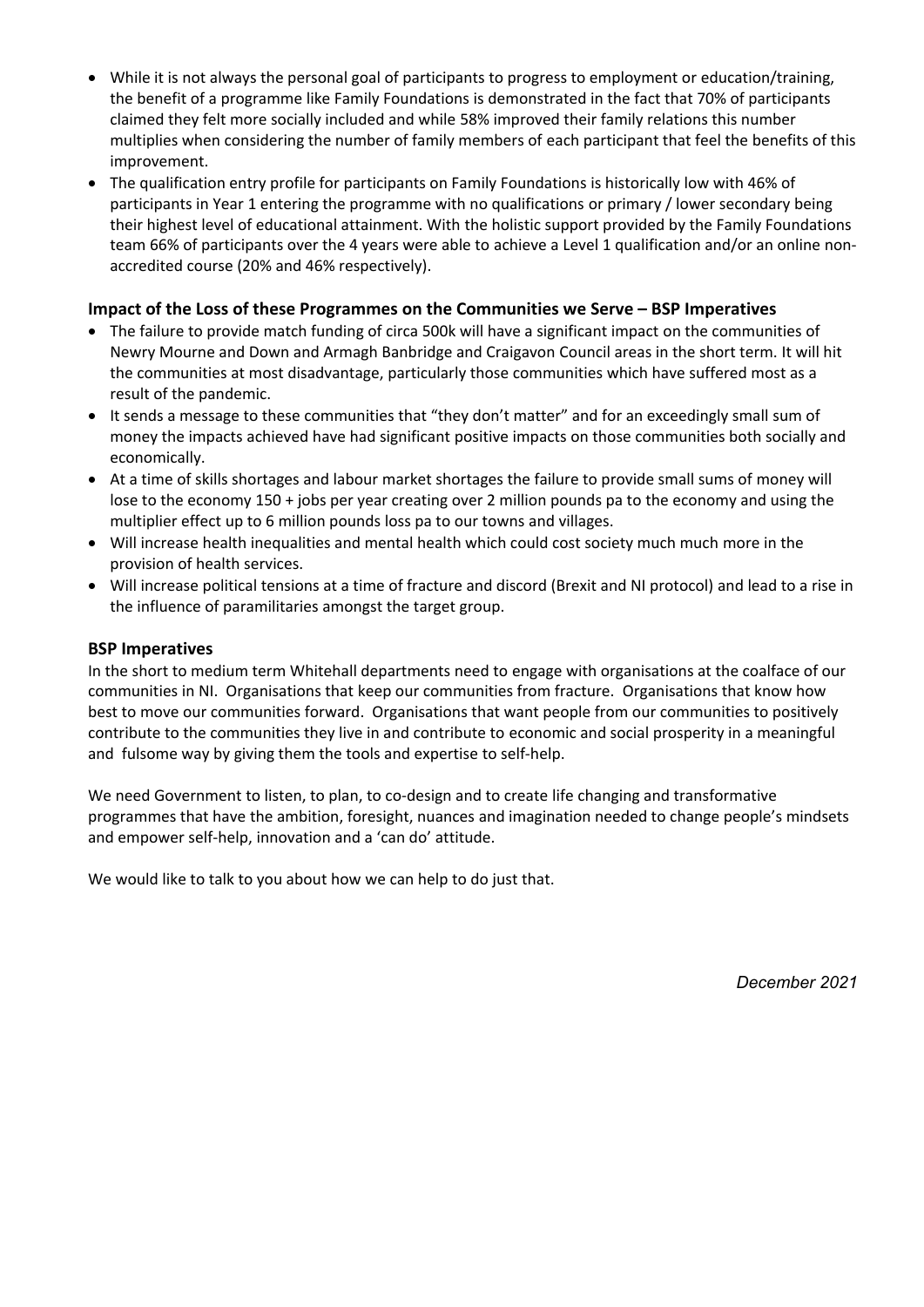- While it is not always the personal goal of participants to progress to employment or education/training, the benefit of a programme like Family Foundations is demonstrated in the fact that 70% of participants claimed they felt more socially included and while 58% improved their family relations this number multiplies when considering the number of family members of each participant that feel the benefits of this improvement.
- The qualification entry profile for participants on Family Foundations is historically low with 46% of participants in Year 1 entering the programme with no qualifications or primary / lower secondary being their highest level of educational attainment. With the holistic support provided by the Family Foundations team 66% of participants over the 4 years were able to achieve a Level 1 qualification and/or an online non-accredited course (20% and 46% respectively).

### Impact of the Loss of these Programmes on the Communities we Serve – BSP Imperatives

- The failure to provide match funding of circa 500k will have a significant impact on the communities of Newry Mourne and Down and Armagh Banbridge and Craigavon Council areas in the short term. It will hit the communities at most disadvantage, particularly those communities which have suffered most as a result of the pandemic.
- It sends a message to these communities that "they don't matter" and for an exceedingly small sum of money the impacts achieved have had significant positive impacts on those communities both socially and economically.
- At a time of skills shortages and labour market shortages the failure to provide small sums of money will lose to the economy 150 + jobs per year creating over 2 million pounds pa to the economy and using the multiplier effect up to 6 million pounds loss pa to our towns and villages.
- Will increase health inequalities and mental health which could cost society much much more in the provision of health services.
- Will increase political tensions at a time of fracture and discord (Brexit and NI protocol) and lead to a rise in the influence of paramilitaries amongst the target group.

### BSP Imperatives

In the short to medium term Whitehall departments need to engage with organisations at the coalface of our communities in NI. Organisations that keep our communities from fracture. Organisations that know how best to move our communities forward. Organisations that want people from our communities to positively contribute to the communities they live in and contribute to economic and social prosperity in a meaningful and fulsome way by giving them the tools and expertise to self-help.

We need Government to listen, to plan, to co-design and to create life changing and transformative programmes that have the ambition, foresight, nuances and imagination needed to change people's mindsets and empower self-help, innovation and a 'can do' attitude.

We would like to talk to you about how we can help to do just that.

*December 2021*